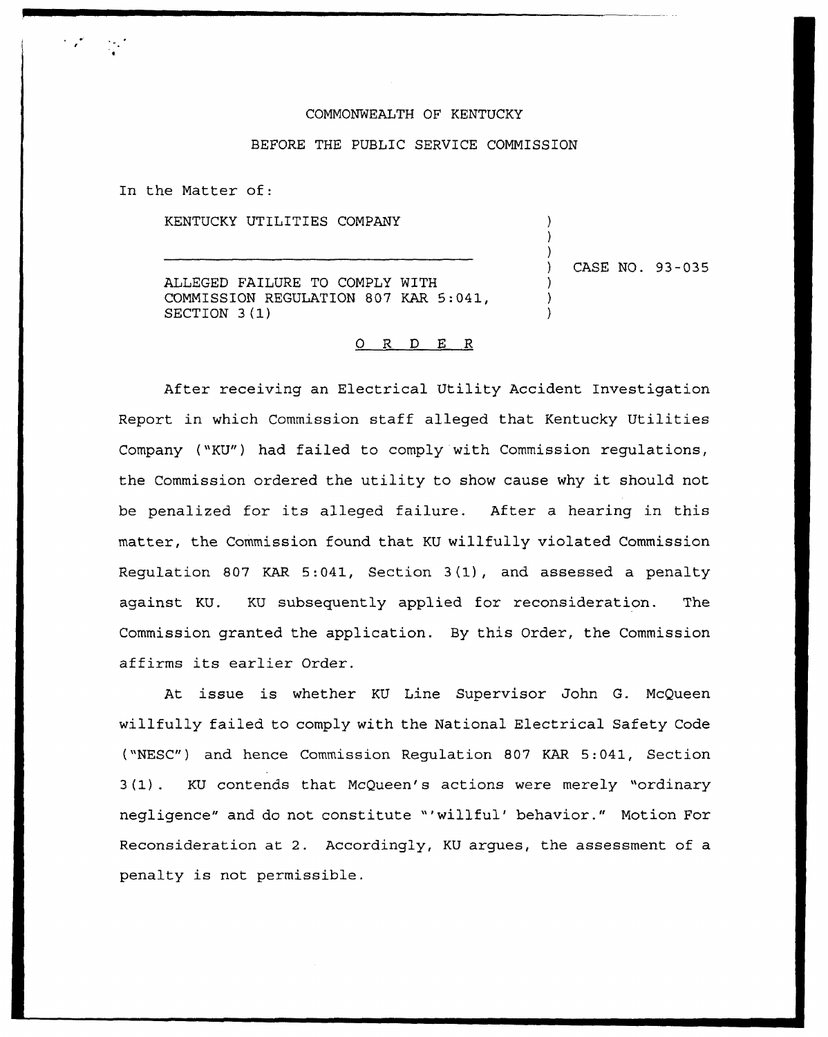COMMONWEALTH OF KENTUCKY

BEFORE THE PUBLIC SERVICE COMMISSION

In the Matter of:

KENTUCKY UTILITIES COMPANY

ALLEGED FAILURE TO COMPLY WITH COMMISSION REGULATION 807 KAR 5:041, SECTION 3(1)

CASE NO. 93-035

O R D E R

After receiving an Electrical Utility Accident Investigation Report in which Commission staff alleged that Kentucky Utilities Company ("KU") had failed to comply with Commission regulations, the Commission ordered the utility to show cause why it should not be penalized for its alleged failure. After a hearing in this matter, the Commission found that KU willfully violated Commission Regulation 807 KAR 5:041, Section 3(1), and assessed a penalty against KU. KU subsequently applied for reconsideration. The Commission granted the application. By this Order, the Commission affirms its earlier Order.

At issue is whether KU Line Supervisor John G. McQueen willfully failed to comply with the National Electrical Safety Code ("NESC") and hence Commission Regulation 807 KAR 5:041, Section 3(1). KU contends that McQueen's actions were merely "ordinary negligence" and do not constitute "'willful' behavior." Motion For Reconsideration at 2. Accordingly, KU argues, the assessment of a penalty is not permissible.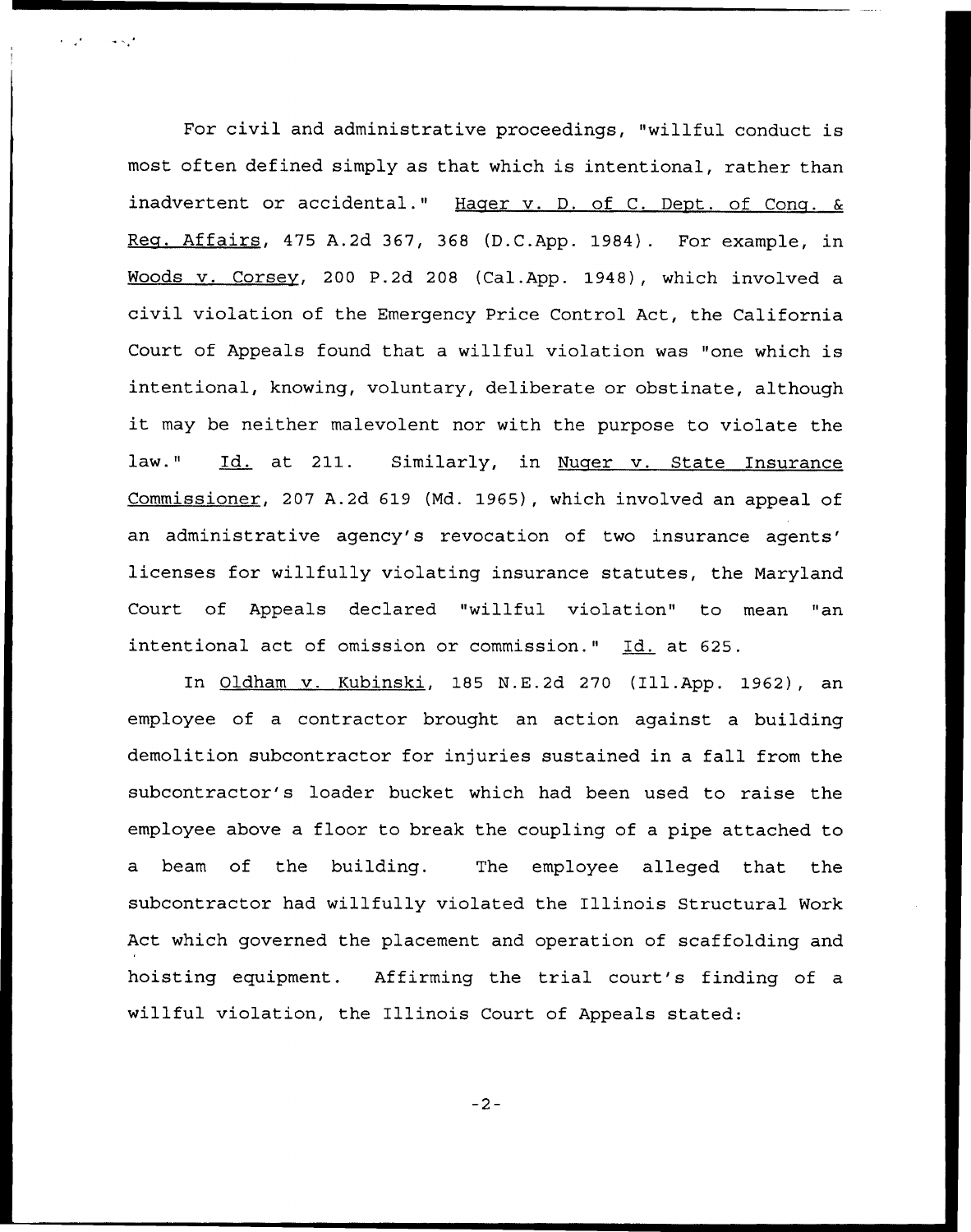For civil and administrative proceedings, "willful conduct is most often defined simply as that which is intentional, rather than inadvertent or accidental." Hager v. D. of C. Dept. of Cong. & Reg. Affairs, 475 A.2d 367, 368 (D.C.App. 1984). For example, in Woods v. Corsey, 200 P.2d 208 (Cal.App. 1948), which involved a civil violation of the Emergency Price Control Act, the California Court of Appeals found that a willful violation was "one which is intentional, knowing, voluntary, deliberate or obstinate, although it may be neither malevolent nor with the purpose to violate the law." Id. at 211. Similarly, in Nuger v. State Insurance Commissioner, 207 A.2d 619 (Md. 1965), which involved an appeal of an administrative agency's revocation of two insurance agents' licenses for willfully violating insurance statutes, the Maryland Court of Appeals declared "willful violation" to mean "an intentional act of omission or commission." Id. at 625.

In Oldham v. Kubinski, 185 N.E.2d 270 (Ill.App. 1962), an employee of a contractor brought an action against a building demolition subcontractor for injuries sustained in a fall from the subcontractor's loader bucket which had been used to raise the employee above a floor to break the coupling of a pipe attached to a beam of the building. The employee alleged that the subcontractor had willfully violated the Illinois Structural Work Act which governed the placement and operation of scaffolding and hoisting equipment. Affirming the trial court's finding of a willful violation, the Illinois Court of Appeals stated: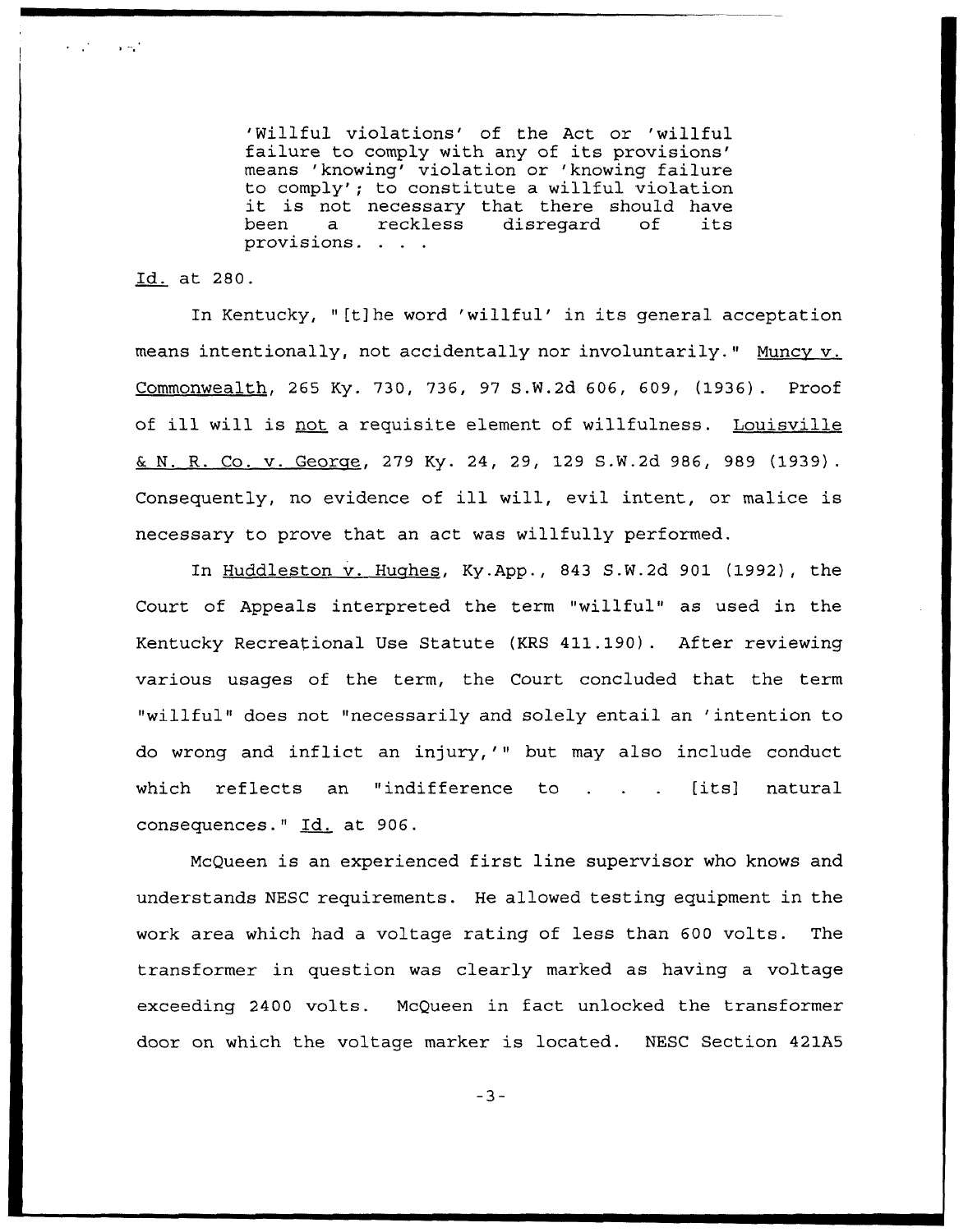> 'Willful violations' of the Act or 'willful failure to comply with any of its provisions' means 'knowing' violation or 'knowing failure to comply'; to constitute a willful violation it is not necessary that there should have been a reckless disregard of its provisions. . . .

Id. at 280.

In Kentucky, "[t]he word 'willful' in its general acceptation means intentionally, not accidentally nor involuntarily." Muncy v. Commonwealth, 265 Ky. 730, 736, 97 S.W.2d 606, 609, (1936). Proof of ill will is not a requisite element of willfulness. Louisville & N. R. Co. v. George, 279 Ky. 24, 29, 129 S.W.2d 986, 989 (1939). Consequently, no evidence of ill will, evil intent, or malice is necessary to prove that an act was willfully performed.

In Huddleston v. Hughes, Ky.App., 843 S.W.2d 901 (1992), the Court of Appeals interpreted the term "willful" as used in the Kentucky Recreational Use Statute (KRS 411.190). After reviewing various usages of the term, the Court concluded that the term "willful" does not "necessarily and solely entail an 'intention to do wrong and inflict an injury,'" but may also include conduct which reflects an "indifference to . . . [its] natural consequences." Id. at 906.

McQueen is an experienced first line supervisor who knows and understands NESC requirements. He allowed testing equipment in the work area which had a voltage rating of less than 600 volts. The transformer in question was clearly marked as having a voltage exceeding 2400 volts. McQueen in fact unlocked the transformer door on which the voltage marker is located. NESC Section 421A5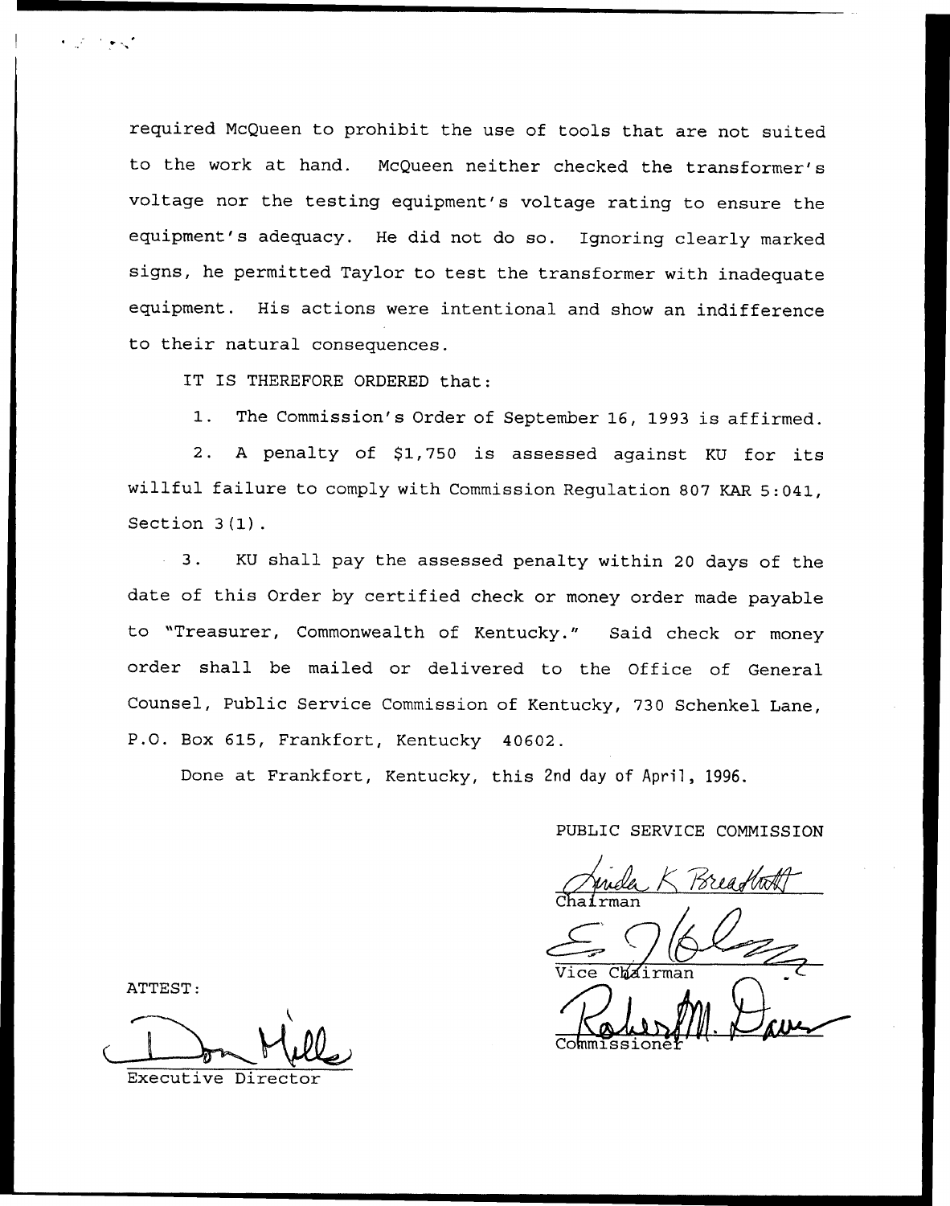required McQueen to prohibit the use of tools that are not suited to the work at hand. McQueen neither checked the transformer's voltage nor the testing equipment's voltage rating to ensure the equipment's adequacy. He did not do so. Ignoring clearly marked signs, he permitted Taylor to test the transformer with inadequate equipment. His actions were intentional and show an indifference to their natural consequences.

IT IS THEREFORE ORDERED that:

1. The Commission's Order of September 16, 1993 is affirmed.

2. A penalty of $1,750 is assessed against KU for its willful failure to comply with Commission Regulation 807 KAR 5:041, Section 3(1).

3. KU shall pay the assessed penalty within 20 days of the date of this Order by certified check or money order made payable to "Treasurer, Commonwealth of Kentucky." Said check or money order shall be mailed or delivered to the Office of General Counsel, Public Service Commission of Kentucky, 730 Schenkel Lane, P.O. Box 615, Frankfort, Kentucky 40602.

Done at Frankfort, Kentucky, this 2nd day of April, 1996.

PUBLIC SERVICE COMMISSION

Linda K. Breathitt
Chairman

Vice Chairman

Robert M. Davis
Commissioner

ATTEST:

Don Mills
Executive Director